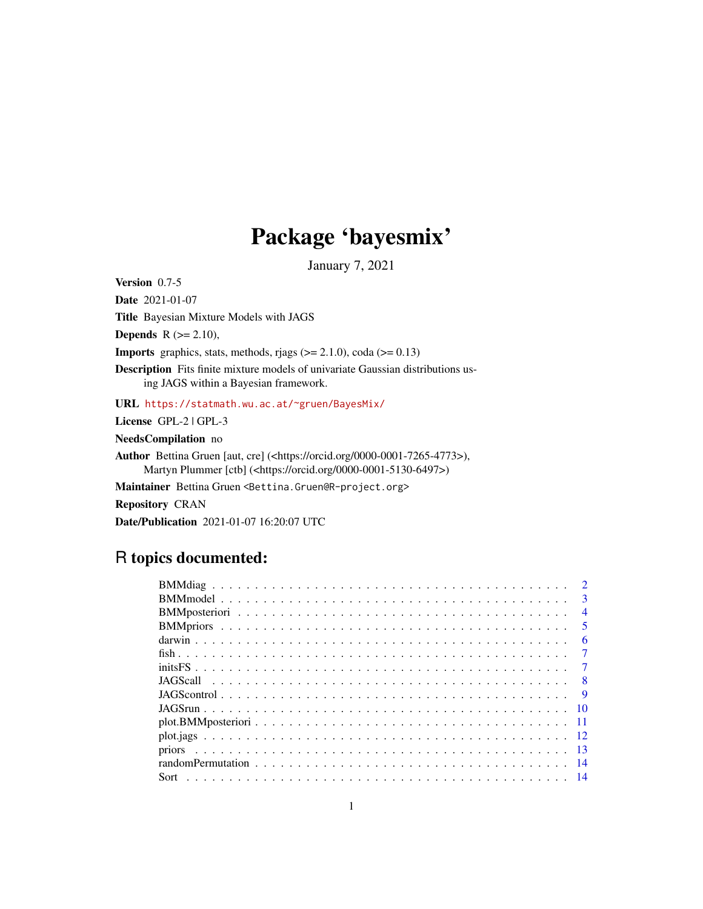# Package 'bayesmix'

January 7, 2021

**Version** 0.7-5

**Date** 2021-01-07

**Title** Bayesian Mixture Models with JAGS

**Depends** R (>= 2.10),

**Imports** graphics, stats, methods, rjags (>= 2.1.0), coda (>= 0.13)

**Description** Fits finite mixture models of univariate Gaussian distributions using JAGS within a Bayesian framework.

**URL** https://statmath.wu.ac.at/~gruen/BayesMix/

**License** GPL-2 | GPL-3

**NeedsCompilation** no

**Author** Bettina Gruen [aut, cre] (<https://orcid.org/0000-0001-7265-4773>), Martyn Plummer [ctb] (<https://orcid.org/0000-0001-5130-6497>)

**Maintainer** Bettina Gruen <Bettina.Gruen@R-project.org>

**Repository** CRAN

**Date/Publication** 2021-01-07 16:20:07 UTC

## R topics documented:

| | |
|---|---|
| BMMdiag | 2 |
| BMMmodel | 3 |
| BMMposteriori | 4 |
| BMMpriors | 5 |
| darwin | 6 |
| fish | 7 |
| initsFS | 7 |
| JAGScall | 8 |
| JAGScontrol | 9 |
| JAGSrun | 10 |
| plot.BMMposteriori | 11 |
| plot.jags | 12 |
| priors | 13 |
| randomPermutation | 14 |
| Sort | 14 |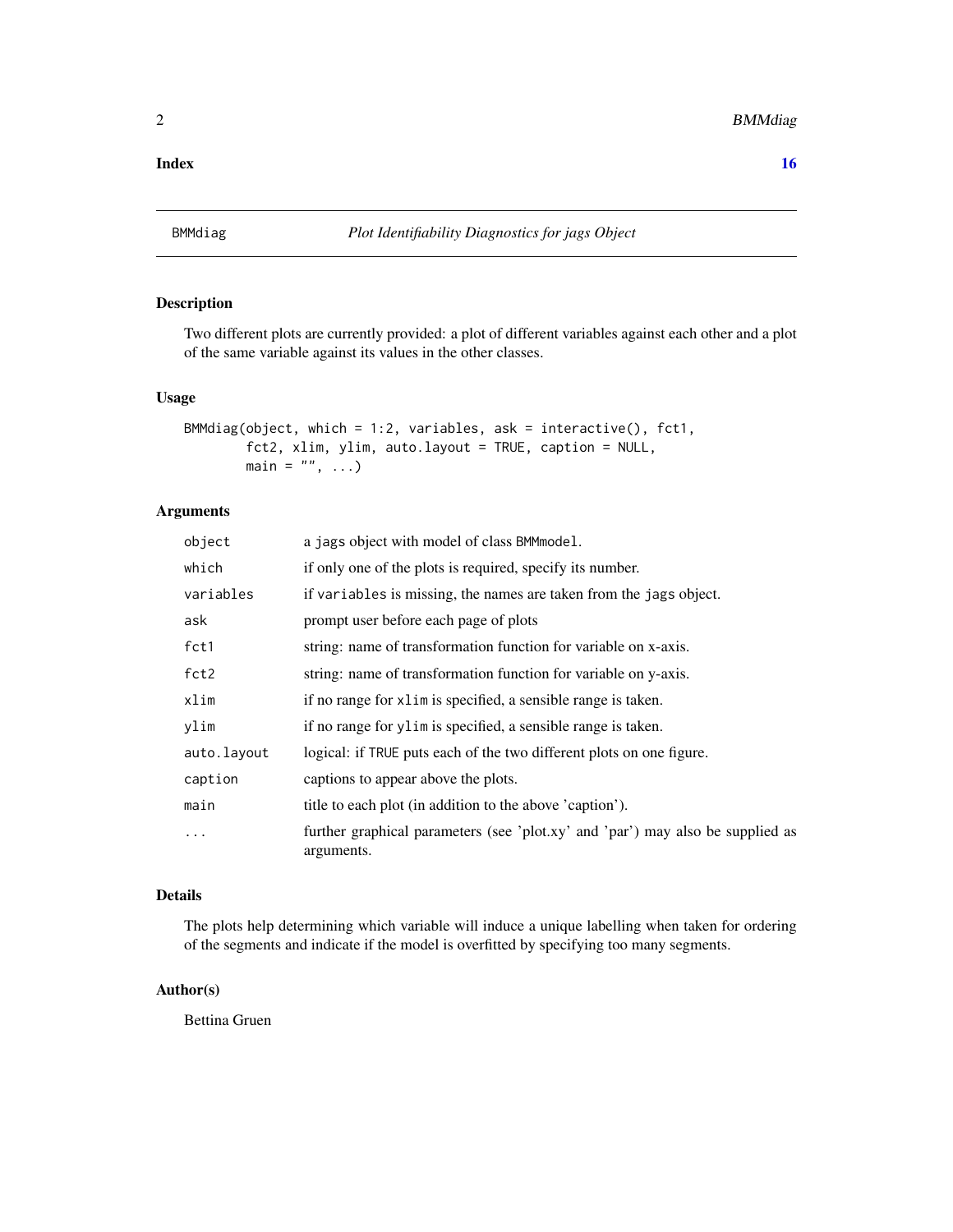**Index** **16**

---

BMMdiag *Plot Identifiability Diagnostics for jags Object*

---

## Description

Two different plots are currently provided: a plot of different variables against each other and a plot of the same variable against its values in the other classes.

## Usage

```
BMMdiag(object, which = 1:2, variables, ask = interactive(), fct1,
        fct2, xlim, ylim, auto.layout = TRUE, caption = NULL,
        main = "", ...)
```

## Arguments

| | |
|---|---|
| `object` | a `jags` object with model of class `BMMmodel`. |
| `which` | if only one of the plots is required, specify its number. |
| `variables` | if `variables` is missing, the names are taken from the `jags` object. |
| `ask` | prompt user before each page of plots |
| `fct1` | string: name of transformation function for variable on x-axis. |
| `fct2` | string: name of transformation function for variable on y-axis. |
| `xlim` | if no range for `xlim` is specified, a sensible range is taken. |
| `ylim` | if no range for `ylim` is specified, a sensible range is taken. |
| `auto.layout` | logical: if `TRUE` puts each of the two different plots on one figure. |
| `caption` | captions to appear above the plots. |
| `main` | title to each plot (in addition to the above 'caption'). |
| `...` | further graphical parameters (see 'plot.xy' and 'par') may also be supplied as arguments. |

## Details

The plots help determining which variable will induce a unique labelling when taken for ordering of the segments and indicate if the model is overfitted by specifying too many segments.

## Author(s)

Bettina Gruen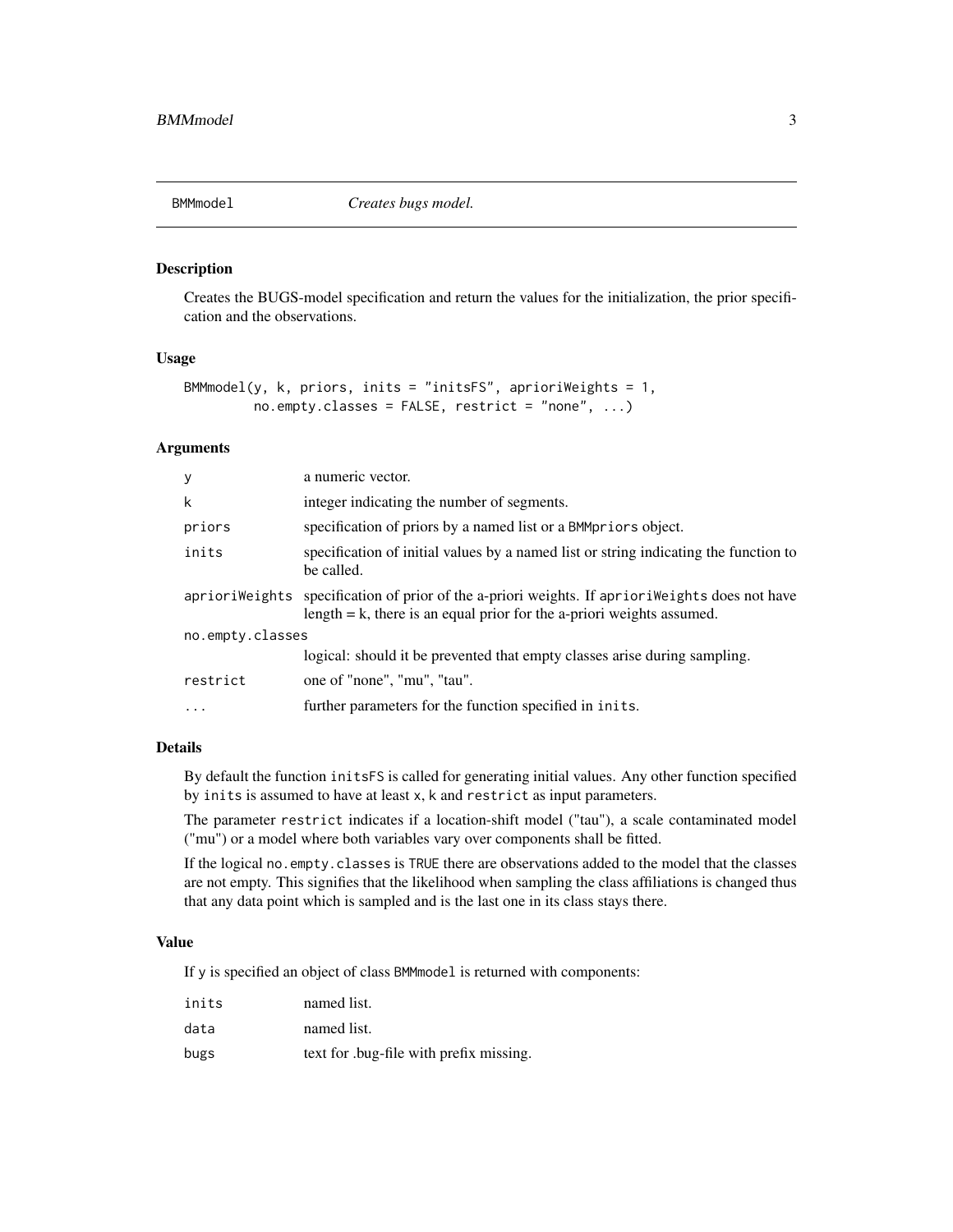## BMMmodel — *Creates bugs model.*

### Description

Creates the BUGS-model specification and return the values for the initialization, the prior specification and the observations.

### Usage

```
BMMmodel(y, k, priors, inits = "initsFS", aprioriWeights = 1,
         no.empty.classes = FALSE, restrict = "none", ...)
```

### Arguments

| | |
|---|---|
| `y` | a numeric vector. |
| `k` | integer indicating the number of segments. |
| `priors` | specification of priors by a named list or a `BMMpriors` object. |
| `inits` | specification of initial values by a named list or string indicating the function to be called. |
| `aprioriWeights` | specification of prior of the a-priori weights. If `aprioriWeights` does not have length = k, there is an equal prior for the a-priori weights assumed. |
| `no.empty.classes` | logical: should it be prevented that empty classes arise during sampling. |
| `restrict` | one of "none", "mu", "tau". |
| `...` | further parameters for the function specified in `inits`. |

### Details

By default the function `initsFS` is called for generating initial values. Any other function specified by `inits` is assumed to have at least `x`, `k` and `restrict` as input parameters.

The parameter `restrict` indicates if a location-shift model ("tau"), a scale contaminated model ("mu") or a model where both variables vary over components shall be fitted.

If the logical `no.empty.classes` is `TRUE` there are observations added to the model that the classes are not empty. This signifies that the likelihood when sampling the class affiliations is changed thus that any data point which is sampled and is the last one in its class stays there.

### Value

If `y` is specified an object of class `BMMmodel` is returned with components:

| | |
|---|---|
| `inits` | named list. |
| `data` | named list. |
| `bugs` | text for .bug-file with prefix missing. |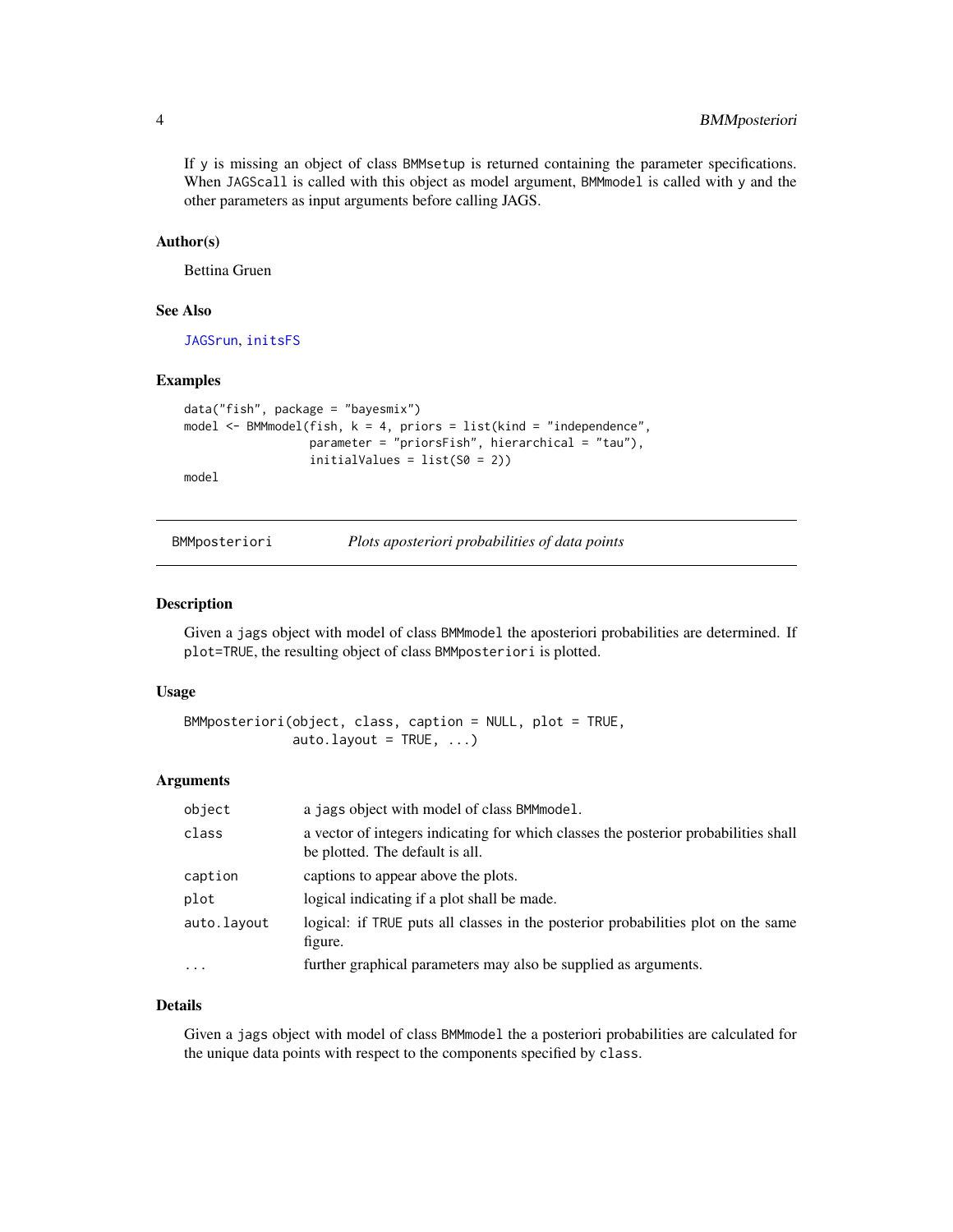If y is missing an object of class BMMsetup is returned containing the parameter specifications. When JAGScall is called with this object as model argument, BMMmodel is called with y and the other parameters as input arguments before calling JAGS.

### Author(s)

Bettina Gruen

### See Also

JAGSrun, initsFS

### Examples

```
data("fish", package = "bayesmix")
model <- BMMmodel(fish, k = 4, priors = list(kind = "independence",
                  parameter = "priorsFish", hierarchical = "tau"),
                  initialValues = list(S0 = 2))
model
```

---

## BMMposteriori — *Plots aposteriori probabilities of data points*

---

### Description

Given a jags object with model of class BMMmodel the aposteriori probabilities are determined. If plot=TRUE, the resulting object of class BMMposteriori is plotted.

### Usage

```
BMMposteriori(object, class, caption = NULL, plot = TRUE,
              auto.layout = TRUE, ...)
```

### Arguments

| | |
|---|---|
| object | a jags object with model of class BMMmodel. |
| class | a vector of integers indicating for which classes the posterior probabilities shall be plotted. The default is all. |
| caption | captions to appear above the plots. |
| plot | logical indicating if a plot shall be made. |
| auto.layout | logical: if TRUE puts all classes in the posterior probabilities plot on the same figure. |
| ... | further graphical parameters may also be supplied as arguments. |

### Details

Given a jags object with model of class BMMmodel the a posteriori probabilities are calculated for the unique data points with respect to the components specified by class.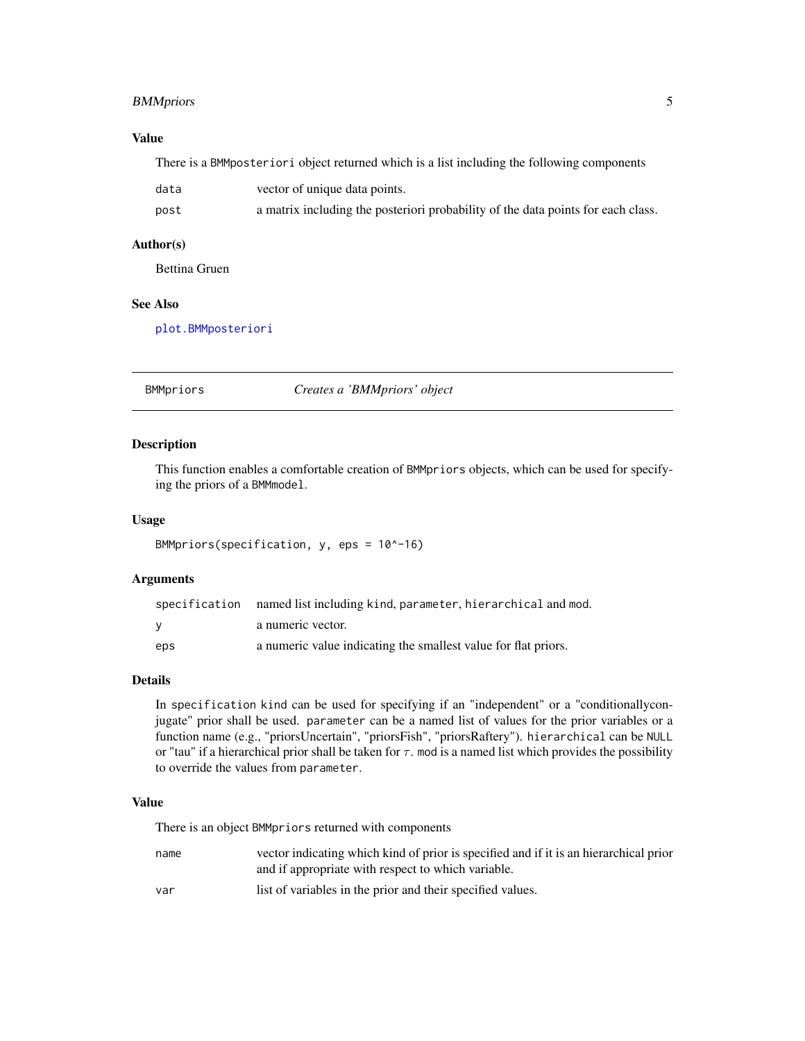### Value

There is a `BMMposteriori` object returned which is a list including the following components

| | |
|---|---|
| `data` | vector of unique data points. |
| `post` | a matrix including the posteriori probability of the data points for each class. |

### Author(s)

Bettina Gruen

### See Also

`plot.BMMposteriori`

---

## BMMpriors — *Creates a 'BMMpriors' object*

---

### Description

This function enables a comfortable creation of `BMMpriors` objects, which can be used for specifying the priors of a `BMMmodel`.

### Usage

```
BMMpriors(specification, y, eps = 10^-16)
```

### Arguments

| | |
|---|---|
| `specification` | named list including `kind`, `parameter`, `hierarchical` and `mod`. |
| `y` | a numeric vector. |
| `eps` | a numeric value indicating the smallest value for flat priors. |

### Details

In `specification` `kind` can be used for specifying if an "independent" or a "conditionallyconjugate" prior shall be used. `parameter` can be a named list of values for the prior variables or a function name (e.g., "priorsUncertain", "priorsFish", "priorsRaftery"). `hierarchical` can be `NULL` or "tau" if a hierarchical prior shall be taken for $\tau$. `mod` is a named list which provides the possibility to override the values from `parameter`.

### Value

There is an object `BMMpriors` returned with components

| | |
|---|---|
| `name` | vector indicating which kind of prior is specified and if it is an hierarchical prior and if appropriate with respect to which variable. |
| `var` | list of variables in the prior and their specified values. |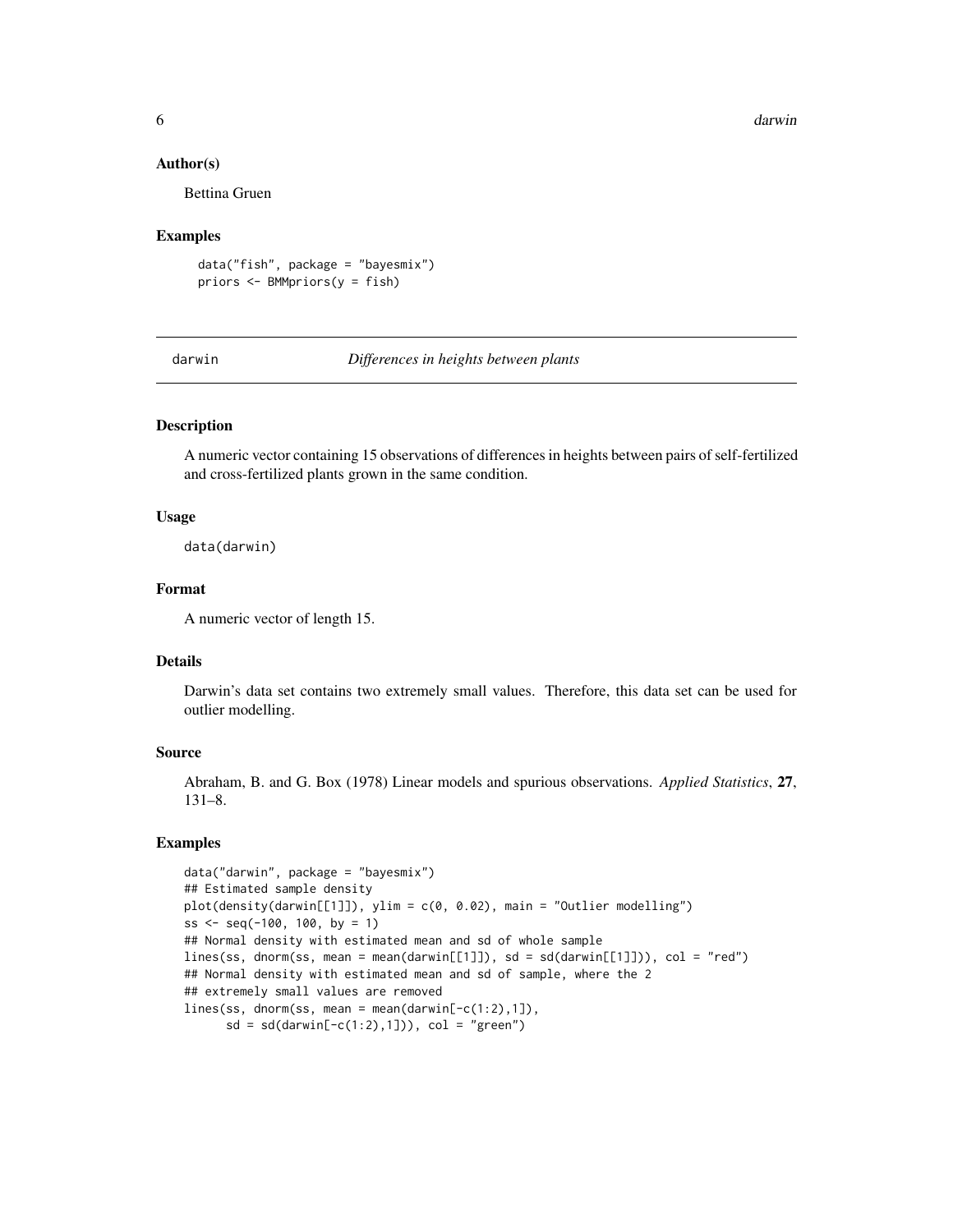### Author(s)

Bettina Gruen

### Examples

```
data("fish", package = "bayesmix")
priors <- BMMpriors(y = fish)
```

---

## darwin — *Differences in heights between plants*

---

### Description

A numeric vector containing 15 observations of differences in heights between pairs of self-fertilized and cross-fertilized plants grown in the same condition.

### Usage

```
data(darwin)
```

### Format

A numeric vector of length 15.

### Details

Darwin's data set contains two extremely small values. Therefore, this data set can be used for outlier modelling.

### Source

Abraham, B. and G. Box (1978) Linear models and spurious observations. *Applied Statistics*, **27**, 131–8.

### Examples

```
data("darwin", package = "bayesmix")
## Estimated sample density
plot(density(darwin[[1]]), ylim = c(0, 0.02), main = "Outlier modelling")
ss <- seq(-100, 100, by = 1)
## Normal density with estimated mean and sd of whole sample
lines(ss, dnorm(ss, mean = mean(darwin[[1]]), sd = sd(darwin[[1]])), col = "red")
## Normal density with estimated mean and sd of sample, where the 2
## extremely small values are removed
lines(ss, dnorm(ss, mean = mean(darwin[-c(1:2),1]),
      sd = sd(darwin[-c(1:2),1])), col = "green")
```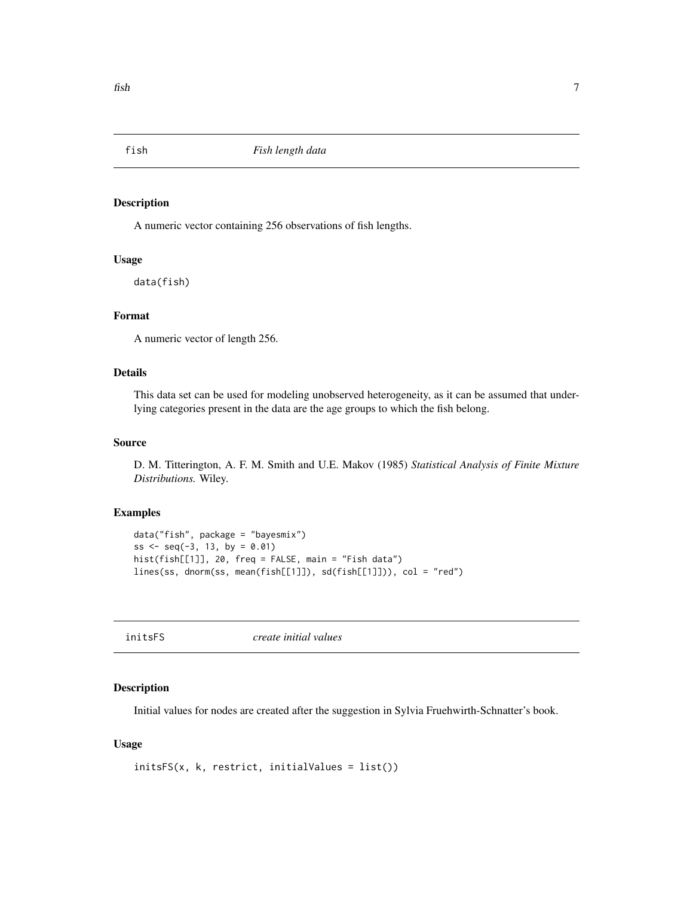## fish — *Fish length data*

### Description

A numeric vector containing 256 observations of fish lengths.

### Usage

```
data(fish)
```

### Format

A numeric vector of length 256.

### Details

This data set can be used for modeling unobserved heterogeneity, as it can be assumed that underlying categories present in the data are the age groups to which the fish belong.

### Source

D. M. Titterington, A. F. M. Smith and U.E. Makov (1985) *Statistical Analysis of Finite Mixture Distributions.* Wiley.

### Examples

```
data("fish", package = "bayesmix")
ss <- seq(-3, 13, by = 0.01)
hist(fish[[1]], 20, freq = FALSE, main = "Fish data")
lines(ss, dnorm(ss, mean(fish[[1]]), sd(fish[[1]])), col = "red")
```

## initsFS — *create initial values*

### Description

Initial values for nodes are created after the suggestion in Sylvia Fruehwirth-Schnatter's book.

### Usage

```
initsFS(x, k, restrict, initialValues = list())
```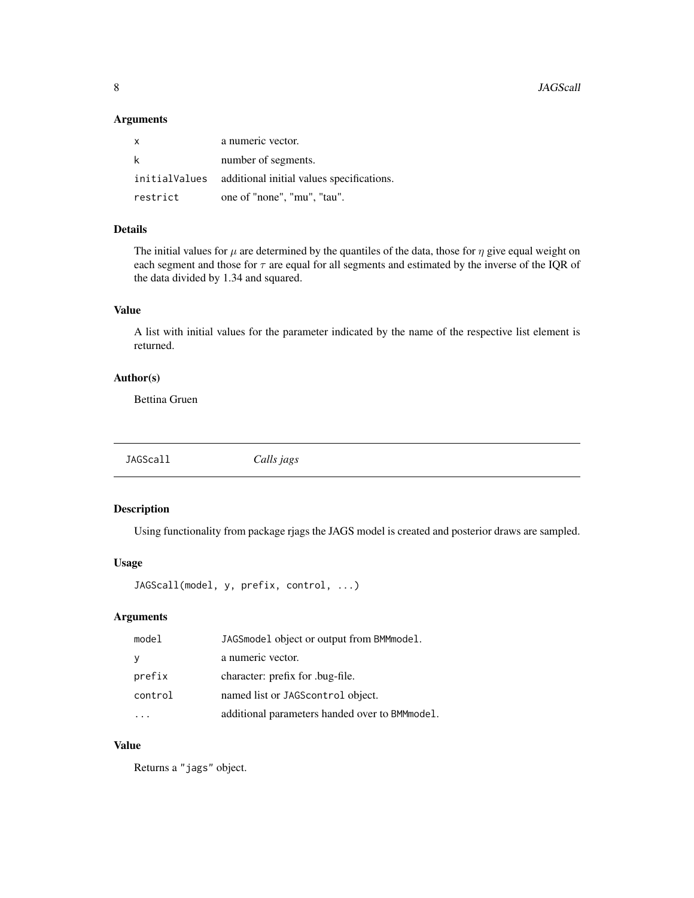### Arguments

| | |
|---|---|
| `x` | a numeric vector. |
| `k` | number of segments. |
| `initialValues` | additional initial values specifications. |
| `restrict` | one of "none", "mu", "tau". |

### Details

The initial values for $\mu$ are determined by the quantiles of the data, those for $\eta$ give equal weight on each segment and those for $\tau$ are equal for all segments and estimated by the inverse of the IQR of the data divided by 1.34 and squared.

### Value

A list with initial values for the parameter indicated by the name of the respective list element is returned.

### Author(s)

Bettina Gruen

---

## JAGScall *Calls jags*

### Description

Using functionality from package rjags the JAGS model is created and posterior draws are sampled.

### Usage

```
JAGScall(model, y, prefix, control, ...)
```

### Arguments

| | |
|---|---|
| `model` | `JAGSmodel` object or output from `BMMmodel`. |
| `y` | a numeric vector. |
| `prefix` | character: prefix for .bug-file. |
| `control` | named list or `JAGScontrol` object. |
| `...` | additional parameters handed over to `BMMmodel`. |

### Value

Returns a `"jags"` object.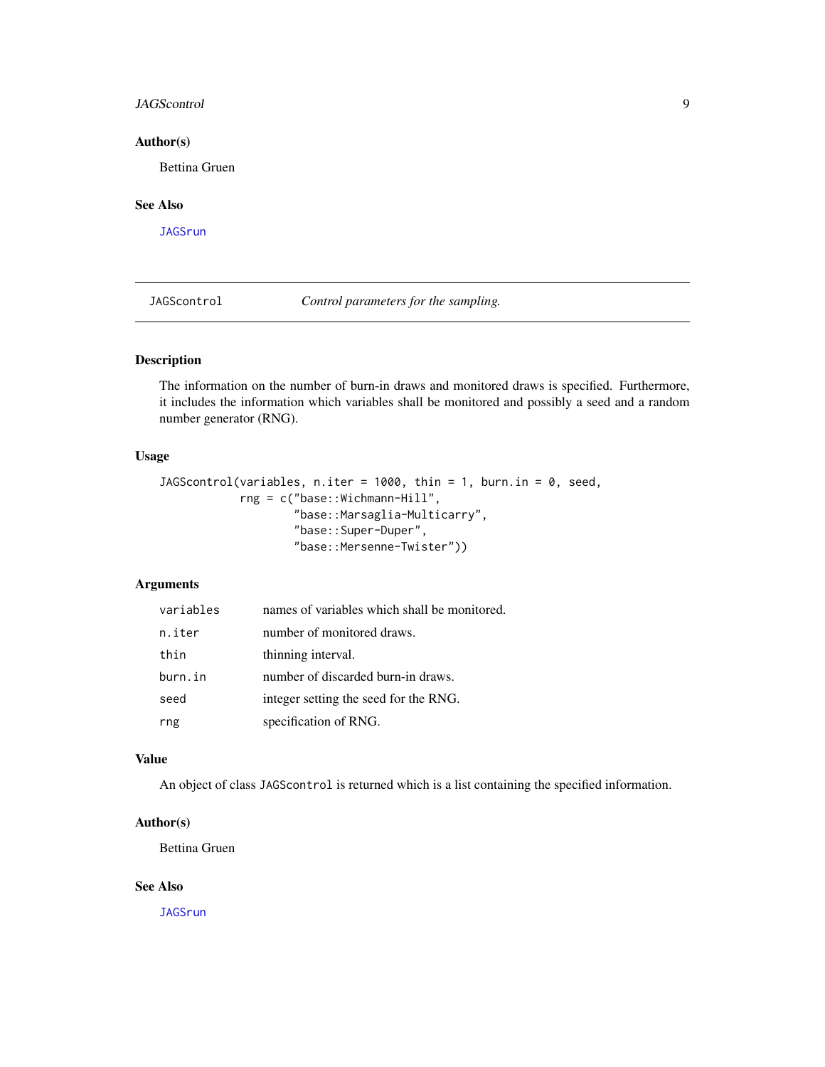## Author(s)

Bettina Gruen

## See Also

JAGSrun

---

`JAGScontrol` *Control parameters for the sampling.*

---

## Description

The information on the number of burn-in draws and monitored draws is specified. Furthermore, it includes the information which variables shall be monitored and possibly a seed and a random number generator (RNG).

## Usage

```
JAGScontrol(variables, n.iter = 1000, thin = 1, burn.in = 0, seed,
            rng = c("base::Wichmann-Hill",
                    "base::Marsaglia-Multicarry",
                    "base::Super-Duper",
                    "base::Mersenne-Twister"))
```

## Arguments

| | |
|---|---|
| `variables` | names of variables which shall be monitored. |
| `n.iter` | number of monitored draws. |
| `thin` | thinning interval. |
| `burn.in` | number of discarded burn-in draws. |
| `seed` | integer setting the seed for the RNG. |
| `rng` | specification of RNG. |

## Value

An object of class `JAGScontrol` is returned which is a list containing the specified information.

## Author(s)

Bettina Gruen

## See Also

JAGSrun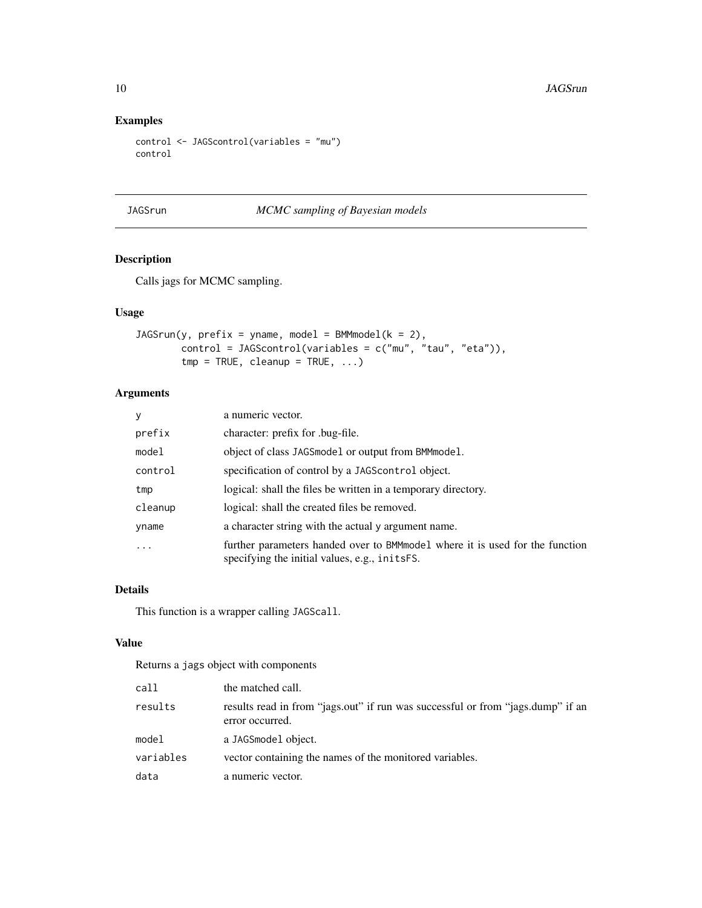## Examples

```
control <- JAGScontrol(variables = "mu")
control
```

---

# JAGSrun *MCMC sampling of Bayesian models*

---

## Description

Calls jags for MCMC sampling.

## Usage

```
JAGSrun(y, prefix = yname, model = BMMmodel(k = 2),
        control = JAGScontrol(variables = c("mu", "tau", "eta")),
        tmp = TRUE, cleanup = TRUE, ...)
```

## Arguments

| | |
|---|---|
| y | a numeric vector. |
| prefix | character: prefix for .bug-file. |
| model | object of class JAGSmodel or output from BMMmodel. |
| control | specification of control by a JAGScontrol object. |
| tmp | logical: shall the files be written in a temporary directory. |
| cleanup | logical: shall the created files be removed. |
| yname | a character string with the actual y argument name. |
| ... | further parameters handed over to BMMmodel where it is used for the function specifying the initial values, e.g., initsFS. |

## Details

This function is a wrapper calling JAGScall.

## Value

Returns a jags object with components

| | |
|---|---|
| call | the matched call. |
| results | results read in from "jags.out" if run was successful or from "jags.dump" if an error occurred. |
| model | a JAGSmodel object. |
| variables | vector containing the names of the monitored variables. |
| data | a numeric vector. |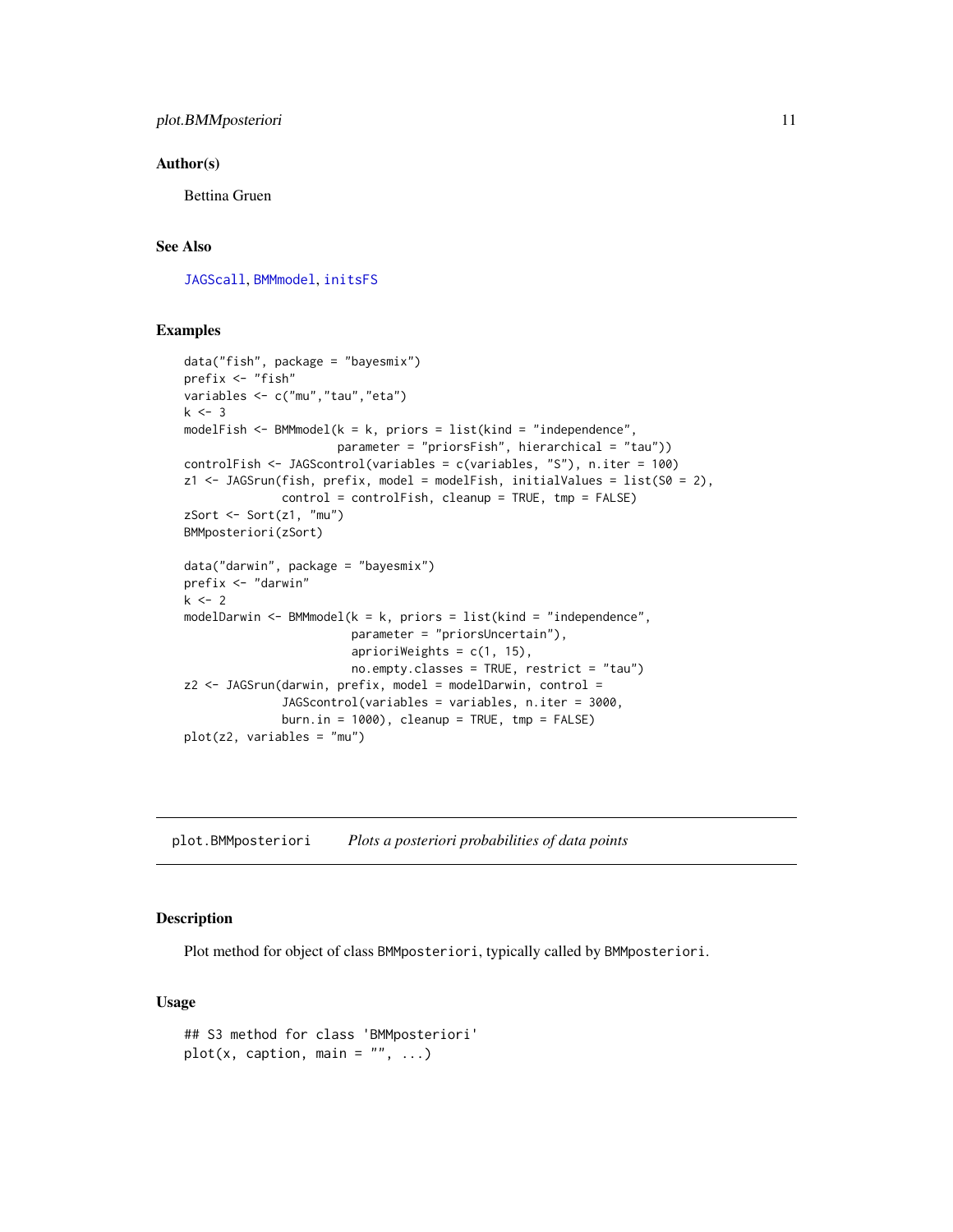## Author(s)

Bettina Gruen

## See Also

`JAGScall`, `BMMmodel`, `initsFS`

## Examples

```
data("fish", package = "bayesmix")
prefix <- "fish"
variables <- c("mu","tau","eta")
k <- 3
modelFish <- BMMmodel(k = k, priors = list(kind = "independence",
                      parameter = "priorsFish", hierarchical = "tau"))
controlFish <- JAGScontrol(variables = c(variables, "S"), n.iter = 100)
z1 <- JAGSrun(fish, prefix, model = modelFish, initialValues = list(S0 = 2),
              control = controlFish, cleanup = TRUE, tmp = FALSE)
zSort <- Sort(z1, "mu")
BMMposteriori(zSort)

data("darwin", package = "bayesmix")
prefix <- "darwin"
k <- 2
modelDarwin <- BMMmodel(k = k, priors = list(kind = "independence",
                        parameter = "priorsUncertain"),
                        aprioriWeights = c(1, 15),
                        no.empty.classes = TRUE, restrict = "tau")
z2 <- JAGSrun(darwin, prefix, model = modelDarwin, control =
              JAGScontrol(variables = variables, n.iter = 3000,
              burn.in = 1000), cleanup = TRUE, tmp = FALSE)
plot(z2, variables = "mu")
```

---

# plot.BMMposteriori *Plots a posteriori probabilities of data points*

## Description

Plot method for object of class `BMMposteriori`, typically called by `BMMposteriori`.

## Usage

```
## S3 method for class 'BMMposteriori'
plot(x, caption, main = "", ...)
```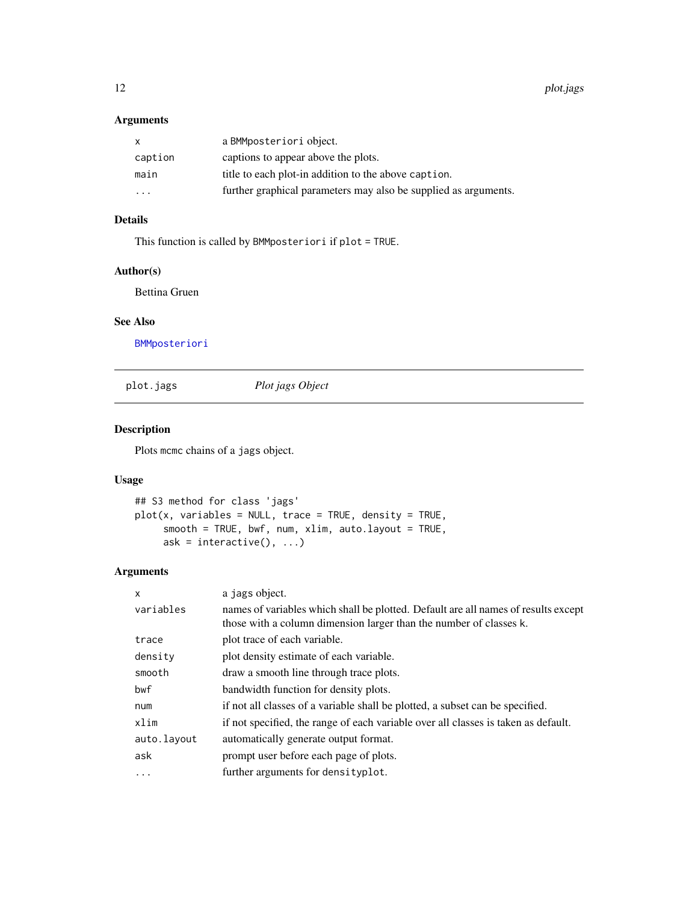### Arguments

| | |
|---|---|
| `x` | a `BMMposteriori` object. |
| `caption` | captions to appear above the plots. |
| `main` | title to each plot-in addition to the above `caption`. |
| `...` | further graphical parameters may also be supplied as arguments. |

### Details

This function is called by `BMMposteriori` if `plot = TRUE`.

### Author(s)

Bettina Gruen

### See Also

`BMMposteriori`

---

## plot.jags — *Plot jags Object*

---

### Description

Plots `mcmc` chains of a `jags` object.

### Usage

```
## S3 method for class 'jags'
plot(x, variables = NULL, trace = TRUE, density = TRUE,
     smooth = TRUE, bwf, num, xlim, auto.layout = TRUE,
     ask = interactive(), ...)
```

### Arguments

| | |
|---|---|
| `x` | a `jags` object. |
| `variables` | names of variables which shall be plotted. Default are all names of results except those with a column dimension larger than the number of classes k. |
| `trace` | plot trace of each variable. |
| `density` | plot density estimate of each variable. |
| `smooth` | draw a smooth line through trace plots. |
| `bwf` | bandwidth function for density plots. |
| `num` | if not all classes of a variable shall be plotted, a subset can be specified. |
| `xlim` | if not specified, the range of each variable over all classes is taken as default. |
| `auto.layout` | automatically generate output format. |
| `ask` | prompt user before each page of plots. |
| `...` | further arguments for `densityplot`. |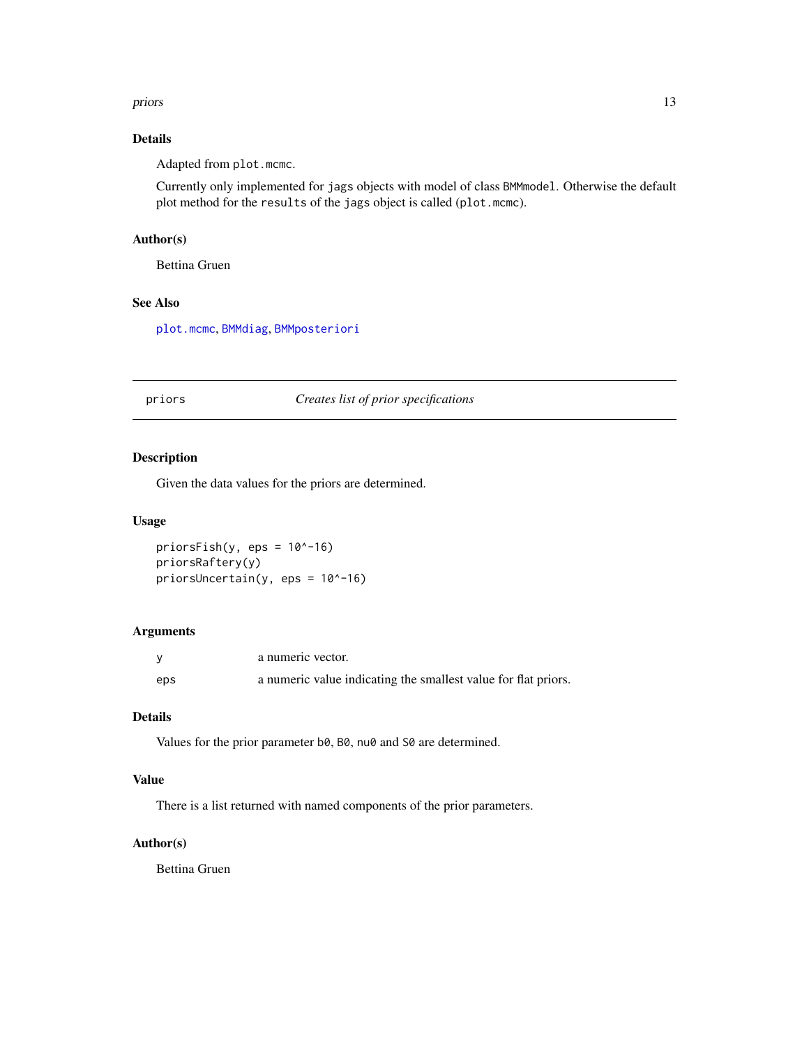### Details

Adapted from `plot.mcmc`.

Currently only implemented for `jags` objects with model of class `BMMmodel`. Otherwise the default plot method for the `results` of the `jags` object is called (`plot.mcmc`).

### Author(s)

Bettina Gruen

### See Also

`plot.mcmc`, `BMMdiag`, `BMMposteriori`

---

## priors — *Creates list of prior specifications*

---

### Description

Given the data values for the priors are determined.

### Usage

```
priorsFish(y, eps = 10^-16)
priorsRaftery(y)
priorsUncertain(y, eps = 10^-16)
```

### Arguments

| | |
|---|---|
| y | a numeric vector. |
| eps | a numeric value indicating the smallest value for flat priors. |

### Details

Values for the prior parameter `b0`, `B0`, `nu0` and `S0` are determined.

### Value

There is a list returned with named components of the prior parameters.

### Author(s)

Bettina Gruen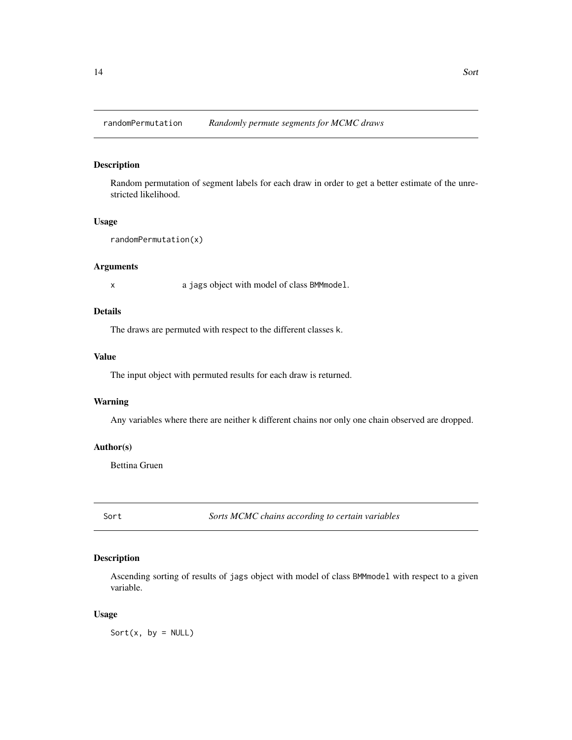## randomPermutation — *Randomly permute segments for MCMC draws*

### Description

Random permutation of segment labels for each draw in order to get a better estimate of the unrestricted likelihood.

### Usage

```
randomPermutation(x)
```

### Arguments

| | |
|---|---|
| `x` | a `jags` object with model of class `BMMmodel`. |

### Details

The draws are permuted with respect to the different classes `k`.

### Value

The input object with permuted results for each draw is returned.

### Warning

Any variables where there are neither `k` different chains nor only one chain observed are dropped.

### Author(s)

Bettina Gruen

## Sort — *Sorts MCMC chains according to certain variables*

### Description

Ascending sorting of results of `jags` object with model of class `BMMmodel` with respect to a given variable.

### Usage

```
Sort(x, by = NULL)
```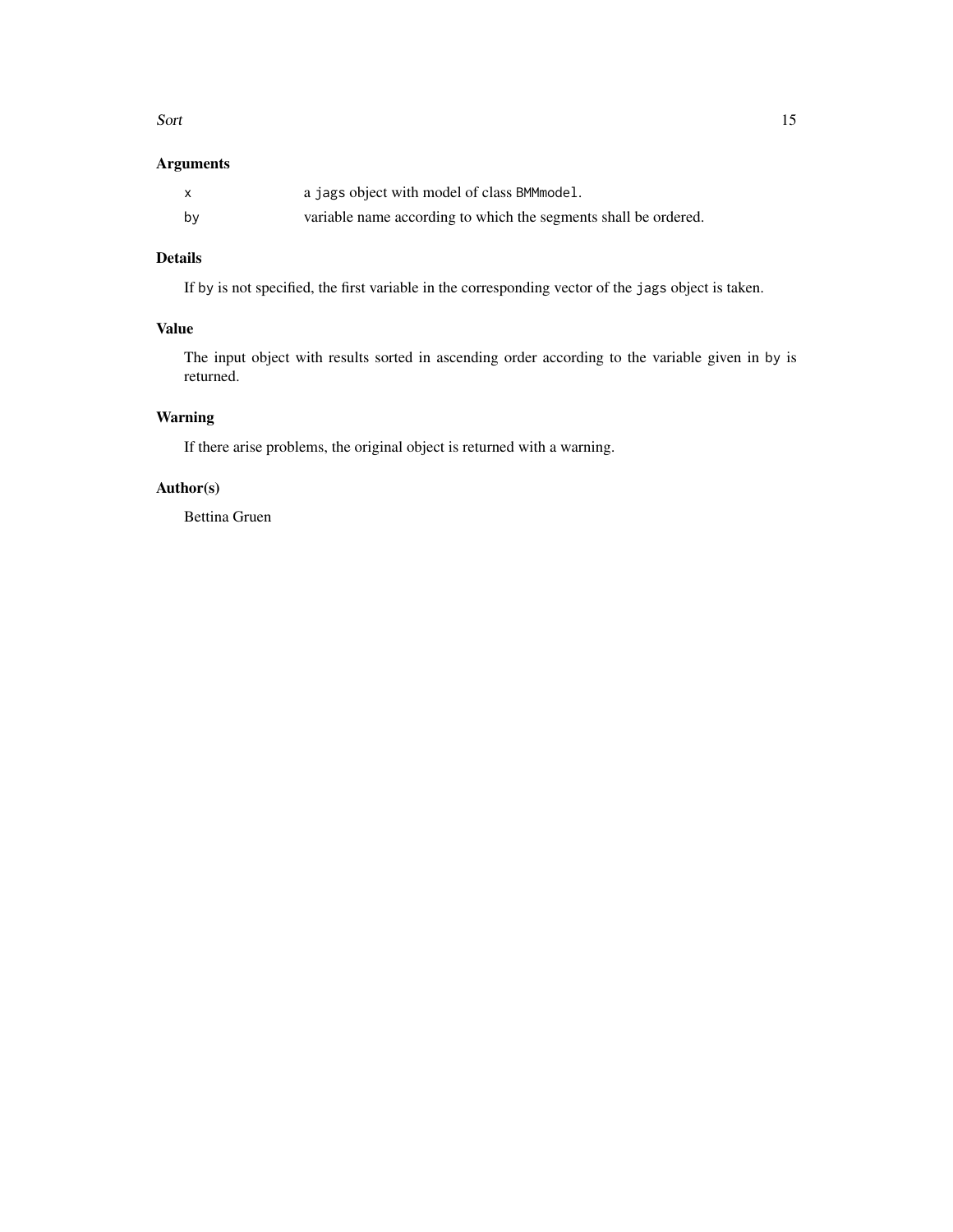## Arguments

| | |
|---|---|
| `x` | a `jags` object with model of class `BMMmodel`. |
| `by` | variable name according to which the segments shall be ordered. |

## Details

If `by` is not specified, the first variable in the corresponding vector of the `jags` object is taken.

## Value

The input object with results sorted in ascending order according to the variable given in `by` is returned.

## Warning

If there arise problems, the original object is returned with a warning.

## Author(s)

Bettina Gruen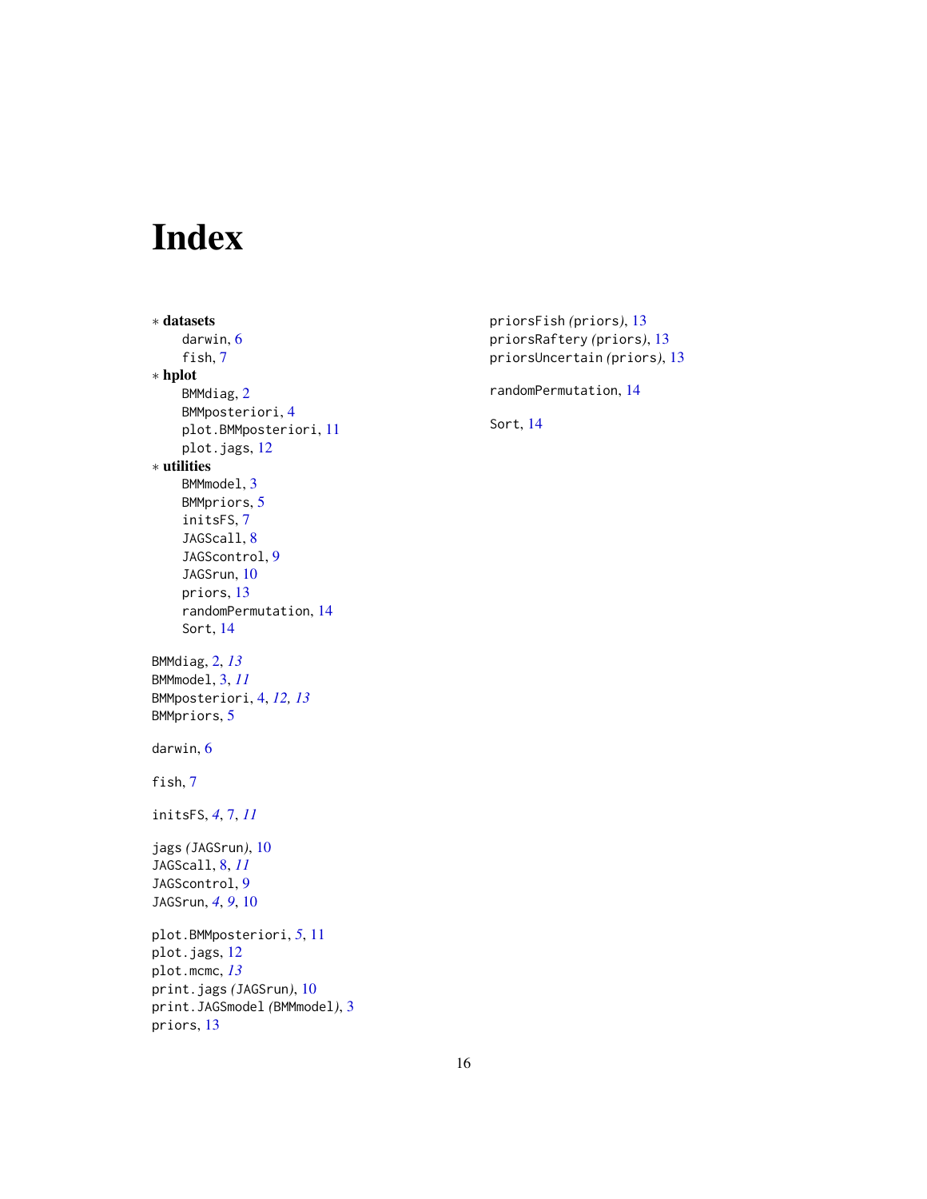# Index

* **datasets**
    darwin, 6
    fish, 7
* **hplot**
    BMMdiag, 2
    BMMposteriori, 4
    plot.BMMposteriori, 11
    plot.jags, 12
* **utilities**
    BMMmodel, 3
    BMMpriors, 5
    initsFS, 7
    JAGScall, 8
    JAGScontrol, 9
    JAGSrun, 10
    priors, 13
    randomPermutation, 14
    Sort, 14

BMMdiag, 2, *13*
BMMmodel, 3, *11*
BMMposteriori, 4, *12, 13*
BMMpriors, 5

darwin, 6

fish, 7

initsFS, *4*, 7, *11*

jags *(*JAGSrun*)*, 10
JAGScall, 8, *11*
JAGScontrol, 9
JAGSrun, *4*, *9*, 10

plot.BMMposteriori, *5*, 11
plot.jags, 12
plot.mcmc, *13*
print.jags *(*JAGSrun*)*, 10
print.JAGSmodel *(*BMMmodel*)*, 3
priors, 13
priorsFish *(*priors*)*, 13
priorsRaftery *(*priors*)*, 13
priorsUncertain *(*priors*)*, 13

randomPermutation, 14

Sort, 14